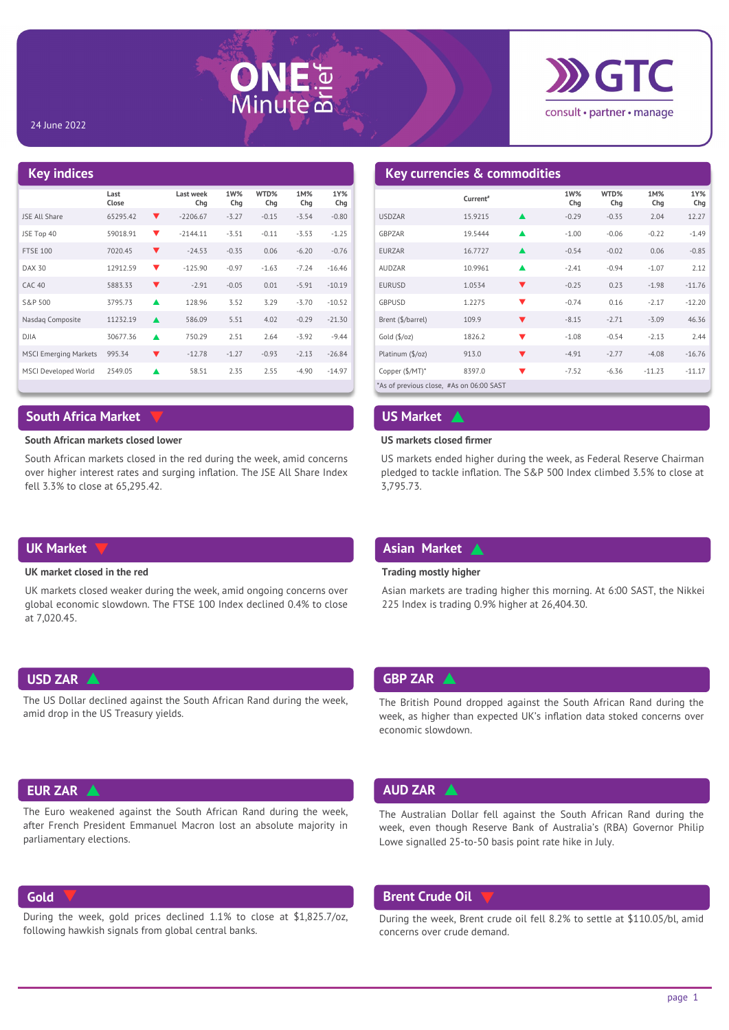24 June 2022

# ONE Minute Brief

GTC consult • partner • manage

## Key indices

| | Last Close | | Last week Chg | 1W% Chg | WTD% Chg | 1M% Chg | 1Y% Chg |
|---|---|---|---|---|---|---|---|
| JSE All Share | 65295.42 | ▼ | -2206.67 | -3.27 | -0.15 | -3.54 | -0.80 |
| JSE Top 40 | 59018.91 | ▼ | -2144.11 | -3.51 | -0.11 | -3.53 | -1.25 |
| FTSE 100 | 7020.45 | ▼ | -24.53 | -0.35 | 0.06 | -6.20 | -0.76 |
| DAX 30 | 12912.59 | ▼ | -125.90 | -0.97 | -1.63 | -7.24 | -16.46 |
| CAC 40 | 5883.33 | ▼ | -2.91 | -0.05 | 0.01 | -5.91 | -10.19 |
| S&P 500 | 3795.73 | ▲ | 128.96 | 3.52 | 3.29 | -3.70 | -10.52 |
| Nasdaq Composite | 11232.19 | ▲ | 586.09 | 5.51 | 4.02 | -0.29 | -21.30 |
| DJIA | 30677.36 | ▲ | 750.29 | 2.51 | 2.64 | -3.92 | -9.44 |
| MSCI Emerging Markets | 995.34 | ▼ | -12.78 | -1.27 | -0.93 | -2.13 | -26.84 |
| MSCI Developed World | 2549.05 | ▲ | 58.51 | 2.35 | 2.55 | -4.90 | -14.97 |

## Key currencies & commodities

| | Current# | | 1W% Chg | WTD% Chg | 1M% Chg | 1Y% Chg |
|---|---|---|---|---|---|---|
| USDZAR | 15.9215 | ▲ | -0.29 | -0.35 | 2.04 | 12.27 |
| GBPZAR | 19.5444 | ▲ | -1.00 | -0.06 | -0.22 | -1.49 |
| EURZAR | 16.7727 | ▲ | -0.54 | -0.02 | 0.06 | -0.85 |
| AUDZAR | 10.9961 | ▲ | -2.41 | -0.94 | -1.07 | 2.12 |
| EURUSD | 1.0534 | ▼ | -0.25 | 0.23 | -1.98 | -11.76 |
| GBPUSD | 1.2275 | ▼ | -0.74 | 0.16 | -2.17 | -12.20 |
| Brent ($/barrel) | 109.9 | ▼ | -8.15 | -2.71 | -3.09 | 46.36 |
| Gold ($/oz) | 1826.2 | ▼ | -1.08 | -0.54 | -2.13 | 2.44 |
| Platinum ($/oz) | 913.0 | ▼ | -4.91 | -2.77 | -4.08 | -16.76 |
| Copper ($/MT)* | 8397.0 | ▼ | -7.52 | -6.36 | -11.23 | -11.17 |

*As of previous close, #As on 06:00 SAST

## South Africa Market ▼

**South African markets closed lower**

South African markets closed in the red during the week, amid concerns over higher interest rates and surging inflation. The JSE All Share Index fell 3.3% to close at 65,295.42.

## US Market ▲

**US markets closed firmer**

US markets ended higher during the week, as Federal Reserve Chairman pledged to tackle inflation. The S&P 500 Index climbed 3.5% to close at 3,795.73.

## UK Market ▼

**UK market closed in the red**

UK markets closed weaker during the week, amid ongoing concerns over global economic slowdown. The FTSE 100 Index declined 0.4% to close at 7,020.45.

## Asian Market ▲

**Trading mostly higher**

Asian markets are trading higher this morning. At 6:00 SAST, the Nikkei 225 Index is trading 0.9% higher at 26,404.30.

## USD ZAR ▲

The US Dollar declined against the South African Rand during the week, amid drop in the US Treasury yields.

## GBP ZAR ▲

The British Pound dropped against the South African Rand during the week, as higher than expected UK's inflation data stoked concerns over economic slowdown.

## EUR ZAR ▲

The Euro weakened against the South African Rand during the week, after French President Emmanuel Macron lost an absolute majority in parliamentary elections.

## AUD ZAR ▲

The Australian Dollar fell against the South African Rand during the week, even though Reserve Bank of Australia's (RBA) Governor Philip Lowe signalled 25-to-50 basis point rate hike in July.

## Gold ▼

During the week, gold prices declined 1.1% to close at $1,825.7/oz, following hawkish signals from global central banks.

## Brent Crude Oil ▼

During the week, Brent crude oil fell 8.2% to settle at $110.05/bl, amid concerns over crude demand.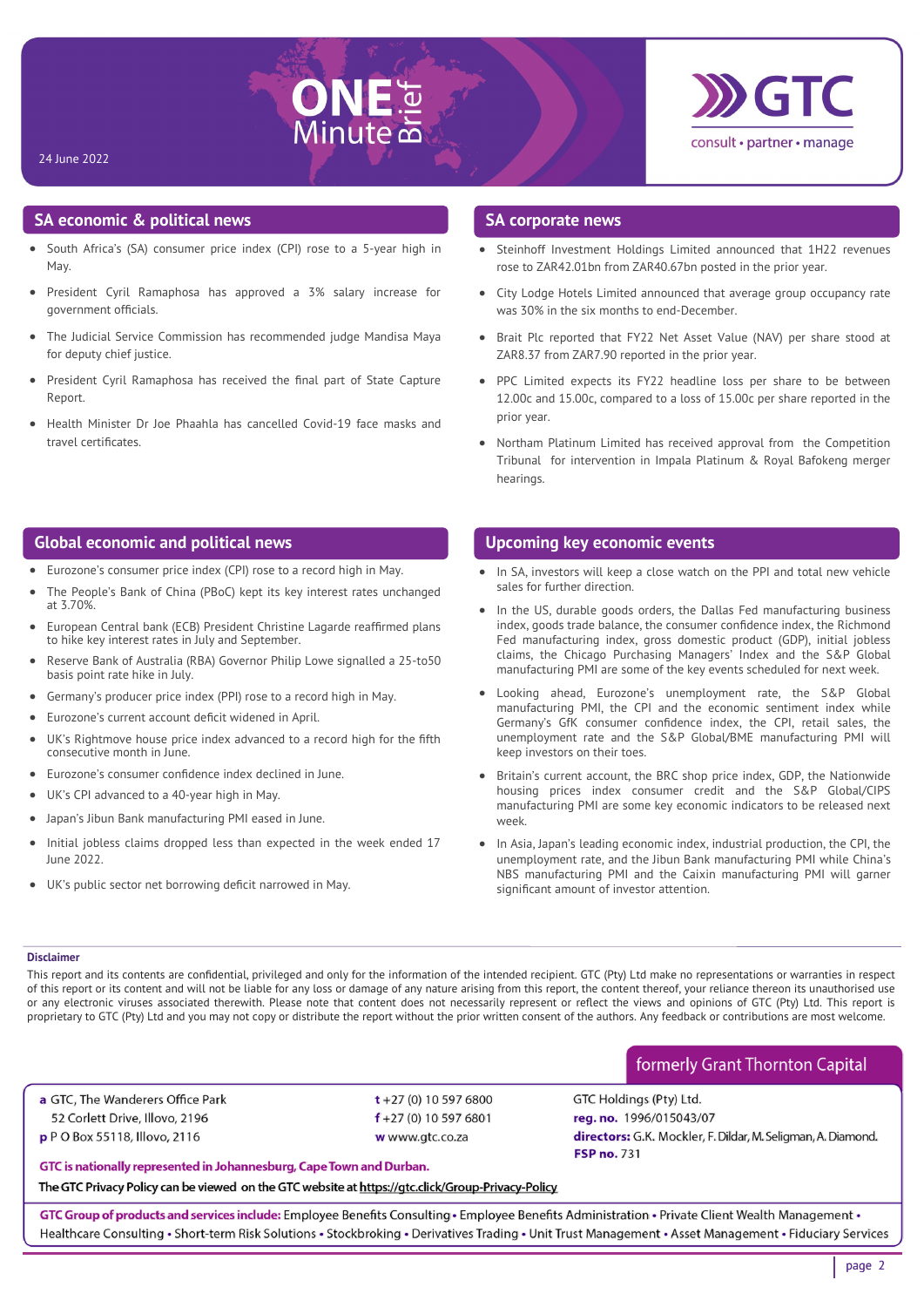24 June 2022

## SA economic & political news

- South Africa's (SA) consumer price index (CPI) rose to a 5-year high in May.
- President Cyril Ramaphosa has approved a 3% salary increase for government officials.
- The Judicial Service Commission has recommended judge Mandisa Maya for deputy chief justice.
- President Cyril Ramaphosa has received the final part of State Capture Report.
- Health Minister Dr Joe Phaahla has cancelled Covid-19 face masks and travel certificates.

## SA corporate news

- Steinhoff Investment Holdings Limited announced that 1H22 revenues rose to ZAR42.01bn from ZAR40.67bn posted in the prior year.
- City Lodge Hotels Limited announced that average group occupancy rate was 30% in the six months to end-December.
- Brait Plc reported that FY22 Net Asset Value (NAV) per share stood at ZAR8.37 from ZAR7.90 reported in the prior year.
- PPC Limited expects its FY22 headline loss per share to be between 12.00c and 15.00c, compared to a loss of 15.00c per share reported in the prior year.
- Northam Platinum Limited has received approval from the Competition Tribunal for intervention in Impala Platinum & Royal Bafokeng merger hearings.

## Global economic and political news

- Eurozone's consumer price index (CPI) rose to a record high in May.
- The People's Bank of China (PBoC) kept its key interest rates unchanged at 3.70%.
- European Central bank (ECB) President Christine Lagarde reaffirmed plans to hike key interest rates in July and September.
- Reserve Bank of Australia (RBA) Governor Philip Lowe signalled a 25-to50 basis point rate hike in July.
- Germany's producer price index (PPI) rose to a record high in May.
- Eurozone's current account deficit widened in April.
- UK's Rightmove house price index advanced to a record high for the fifth consecutive month in June.
- Eurozone's consumer confidence index declined in June.
- UK's CPI advanced to a 40-year high in May.
- Japan's Jibun Bank manufacturing PMI eased in June.
- Initial jobless claims dropped less than expected in the week ended 17 June 2022.
- UK's public sector net borrowing deficit narrowed in May.

## Upcoming key economic events

- In SA, investors will keep a close watch on the PPI and total new vehicle sales for further direction.
- In the US, durable goods orders, the Dallas Fed manufacturing business index, goods trade balance, the consumer confidence index, the Richmond Fed manufacturing index, gross domestic product (GDP), initial jobless claims, the Chicago Purchasing Managers' Index and the S&P Global manufacturing PMI are some of the key events scheduled for next week.
- Looking ahead, Eurozone's unemployment rate, the S&P Global manufacturing PMI, the CPI and the economic sentiment index while Germany's GfK consumer confidence index, the CPI, retail sales, the unemployment rate and the S&P Global/BME manufacturing PMI will keep investors on their toes.
- Britain's current account, the BRC shop price index, GDP, the Nationwide housing prices index consumer credit and the S&P Global/CIPS manufacturing PMI are some key economic indicators to be released next week.
- In Asia, Japan's leading economic index, industrial production, the CPI, the unemployment rate, and the Jibun Bank manufacturing PMI while China's NBS manufacturing PMI and the Caixin manufacturing PMI will garner significant amount of investor attention.

**Disclaimer**

This report and its contents are confidential, privileged and only for the information of the intended recipient. GTC (Pty) Ltd make no representations or warranties in respect of this report or its content and will not be liable for any loss or damage of any nature arising from this report, the content thereof, your reliance thereon its unauthorised use or any electronic viruses associated therewith. Please note that content does not necessarily represent or reflect the views and opinions of GTC (Pty) Ltd. This report is proprietary to GTC (Pty) Ltd and you may not copy or distribute the report without the prior written consent of the authors. Any feedback or contributions are most welcome.

formerly Grant Thornton Capital

**a** GTC, The Wanderers Office Park
52 Corlett Drive, Illovo, 2196
**p** P O Box 55118, Illovo, 2116

**t** +27 (0) 10 597 6800
**f** +27 (0) 10 597 6801
**w** www.gtc.co.za

GTC Holdings (Pty) Ltd.
**reg. no.** 1996/015043/07
**directors:** G.K. Mockler, F. Dildar, M. Seligman, A. Diamond.
**FSP no.** 731

**GTC is nationally represented in Johannesburg, Cape Town and Durban.**

**The GTC Privacy Policy can be viewed on the GTC website at https://gtc.click/Group-Privacy-Policy**

**GTC Group of products and services include:** Employee Benefits Consulting • Employee Benefits Administration • Private Client Wealth Management • Healthcare Consulting • Short-term Risk Solutions • Stockbroking • Derivatives Trading • Unit Trust Management • Asset Management • Fiduciary Services